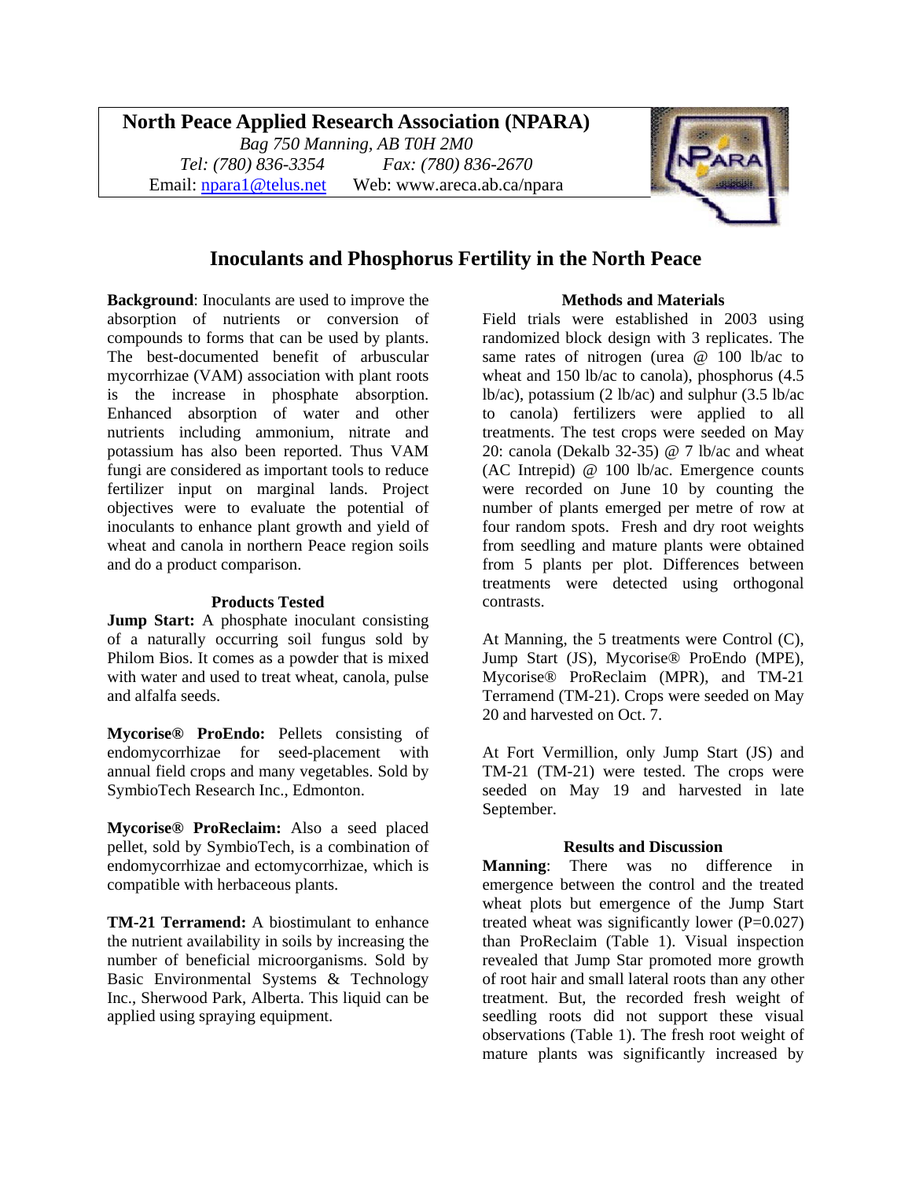**North Peace Applied Research Association (NPARA)**

*Bag 750 Manning, AB T0H 2M0*

*Tel: (780) 836-3354* *Fax: (780) 836-2670*

Email: npara1@telus.net Web: www.areca.ab.ca/npara

# Inoculants and Phosphorus Fertility in the North Peace

**Background**: Inoculants are used to improve the absorption of nutrients or conversion of compounds to forms that can be used by plants. The best-documented benefit of arbuscular mycorrhizae (VAM) association with plant roots is the increase in phosphate absorption. Enhanced absorption of water and other nutrients including ammonium, nitrate and potassium has also been reported. Thus VAM fungi are considered as important tools to reduce fertilizer input on marginal lands. Project objectives were to evaluate the potential of inoculants to enhance plant growth and yield of wheat and canola in northern Peace region soils and do a product comparison.

### Products Tested

**Jump Start:** A phosphate inoculant consisting of a naturally occurring soil fungus sold by Philom Bios. It comes as a powder that is mixed with water and used to treat wheat, canola, pulse and alfalfa seeds.

**Mycorise® ProEndo:** Pellets consisting of endomycorrhizae for seed-placement with annual field crops and many vegetables. Sold by SymbioTech Research Inc., Edmonton.

**Mycorise® ProReclaim:** Also a seed placed pellet, sold by SymbioTech, is a combination of endomycorrhizae and ectomycorrhizae, which is compatible with herbaceous plants.

**TM-21 Terramend:** A biostimulant to enhance the nutrient availability in soils by increasing the number of beneficial microorganisms. Sold by Basic Environmental Systems & Technology Inc., Sherwood Park, Alberta. This liquid can be applied using spraying equipment.

### Methods and Materials

Field trials were established in 2003 using randomized block design with 3 replicates. The same rates of nitrogen (urea @ 100 lb/ac to wheat and 150 lb/ac to canola), phosphorus (4.5 lb/ac), potassium (2 lb/ac) and sulphur (3.5 lb/ac to canola) fertilizers were applied to all treatments. The test crops were seeded on May 20: canola (Dekalb 32-35) @ 7 lb/ac and wheat (AC Intrepid) @ 100 lb/ac. Emergence counts were recorded on June 10 by counting the number of plants emerged per metre of row at four random spots. Fresh and dry root weights from seedling and mature plants were obtained from 5 plants per plot. Differences between treatments were detected using orthogonal contrasts.

At Manning, the 5 treatments were Control (C), Jump Start (JS), Mycorise® ProEndo (MPE), Mycorise® ProReclaim (MPR), and TM-21 Terramend (TM-21). Crops were seeded on May 20 and harvested on Oct. 7.

At Fort Vermillion, only Jump Start (JS) and TM-21 (TM-21) were tested. The crops were seeded on May 19 and harvested in late September.

### Results and Discussion

**Manning**: There was no difference in emergence between the control and the treated wheat plots but emergence of the Jump Start treated wheat was significantly lower ($P=0.027$) than ProReclaim (Table 1). Visual inspection revealed that Jump Star promoted more growth of root hair and small lateral roots than any other treatment. But, the recorded fresh weight of seedling roots did not support these visual observations (Table 1). The fresh root weight of mature plants was significantly increased by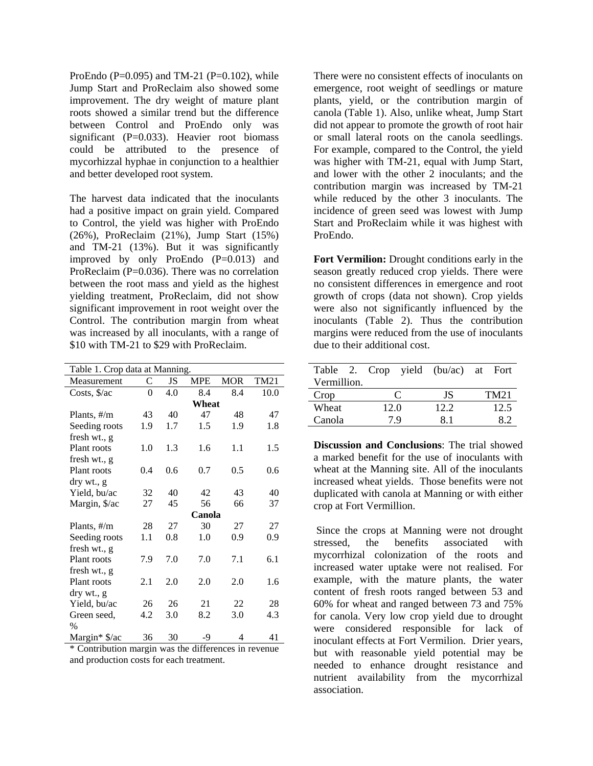ProEndo (P=0.095) and TM-21 (P=0.102), while Jump Start and ProReclaim also showed some improvement. The dry weight of mature plant roots showed a similar trend but the difference between Control and ProEndo only was significant (P=0.033). Heavier root biomass could be attributed to the presence of mycorhizzal hyphae in conjunction to a healthier and better developed root system.

The harvest data indicated that the inoculants had a positive impact on grain yield. Compared to Control, the yield was higher with ProEndo (26%), ProReclaim (21%), Jump Start (15%) and TM-21 (13%). But it was significantly improved by only ProEndo (P=0.013) and ProReclaim (P=0.036). There was no correlation between the root mass and yield as the highest yielding treatment, ProReclaim, did not show significant improvement in root weight over the Control. The contribution margin from wheat was increased by all inoculants, with a range of $10 with TM-21 to $29 with ProReclaim.

Table 1. Crop data at Manning.

| Measurement | C | JS | MPE | MOR | TM21 |
|---|---|---|---|---|---|
| Costs, $/ac | 0 | 4.0 | 8.4 | 8.4 | 10.0 |
| | | | **Wheat** | | |
| Plants, #/m | 43 | 40 | 47 | 48 | 47 |
| Seeding roots fresh wt., g | 1.9 | 1.7 | 1.5 | 1.9 | 1.8 |
| Plant roots fresh wt., g | 1.0 | 1.3 | 1.6 | 1.1 | 1.5 |
| Plant roots dry wt., g | 0.4 | 0.6 | 0.7 | 0.5 | 0.6 |
| Yield, bu/ac | 32 | 40 | 42 | 43 | 40 |
| Margin, $/ac | 27 | 45 | 56 | 66 | 37 |
| | | | **Canola** | | |
| Plants, #/m | 28 | 27 | 30 | 27 | 27 |
| Seeding roots fresh wt., g | 1.1 | 0.8 | 1.0 | 0.9 | 0.9 |
| Plant roots fresh wt., g | 7.9 | 7.0 | 7.0 | 7.1 | 6.1 |
| Plant roots dry wt., g | 2.1 | 2.0 | 2.0 | 2.0 | 1.6 |
| Yield, bu/ac | 26 | 26 | 21 | 22 | 28 |
| Green seed, % | 4.2 | 3.0 | 8.2 | 3.0 | 4.3 |
| Margin* $/ac | 36 | 30 | -9 | 4 | 41 |

* Contribution margin was the differences in revenue and production costs for each treatment.

There were no consistent effects of inoculants on emergence, root weight of seedlings or mature plants, yield, or the contribution margin of canola (Table 1). Also, unlike wheat, Jump Start did not appear to promote the growth of root hair or small lateral roots on the canola seedlings. For example, compared to the Control, the yield was higher with TM-21, equal with Jump Start, and lower with the other 2 inoculants; and the contribution margin was increased by TM-21 while reduced by the other 3 inoculants. The incidence of green seed was lowest with Jump Start and ProReclaim while it was highest with ProEndo.

**Fort Vermilion:** Drought conditions early in the season greatly reduced crop yields. There were no consistent differences in emergence and root growth of crops (data not shown). Crop yields were also not significantly influenced by the inoculants (Table 2). Thus the contribution margins were reduced from the use of inoculants due to their additional cost.

Table 2. Crop yield (bu/ac) at Fort Vermillion.

| Crop | C | JS | TM21 |
|---|---|---|---|
| Wheat | 12.0 | 12.2 | 12.5 |
| Canola | 7.9 | 8.1 | 8.2 |

**Discussion and Conclusions**: The trial showed a marked benefit for the use of inoculants with wheat at the Manning site. All of the inoculants increased wheat yields. Those benefits were not duplicated with canola at Manning or with either crop at Fort Vermillion.

Since the crops at Manning were not drought stressed, the benefits associated with mycorrhizal colonization of the roots and increased water uptake were not realised. For example, with the mature plants, the water content of fresh roots ranged between 53 and 60% for wheat and ranged between 73 and 75% for canola. Very low crop yield due to drought were considered responsible for lack of inoculant effects at Fort Vermilion. Drier years, but with reasonable yield potential may be needed to enhance drought resistance and nutrient availability from the mycorrhizal association.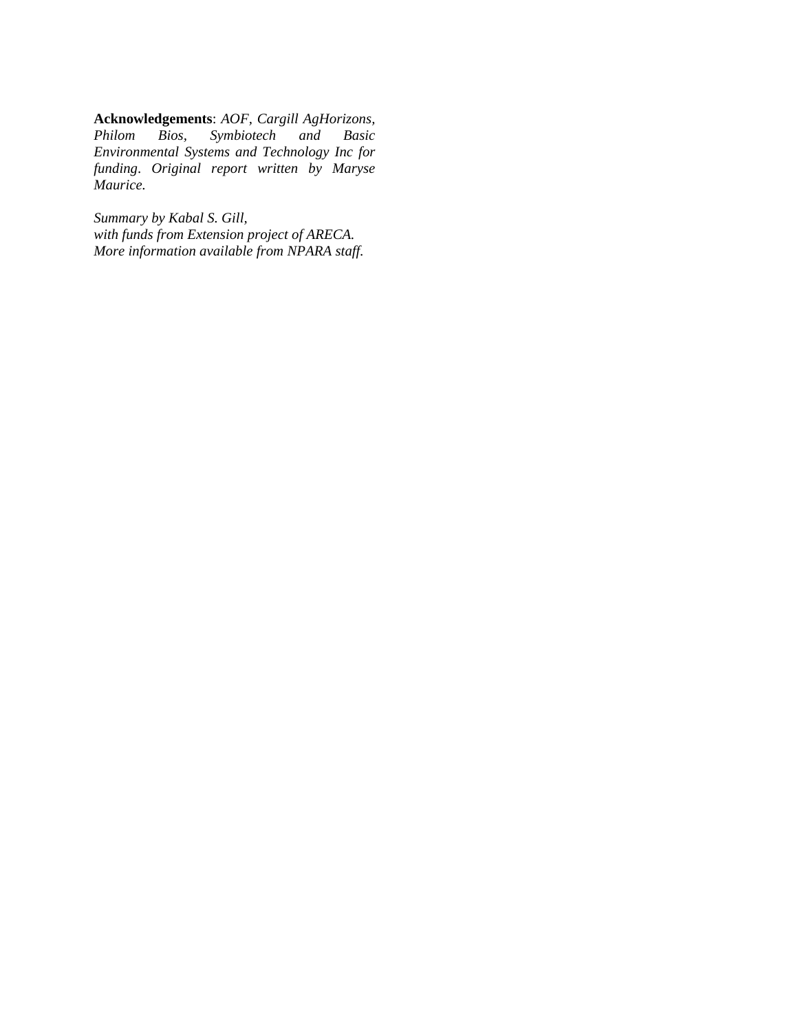**Acknowledgements**: *AOF, Cargill AgHorizons, Philom Bios, Symbiotech and Basic Environmental Systems and Technology Inc for funding. Original report written by Maryse Maurice.*

*Summary by Kabal S. Gill,*
*with funds from Extension project of ARECA.*
*More information available from NPARA staff.*